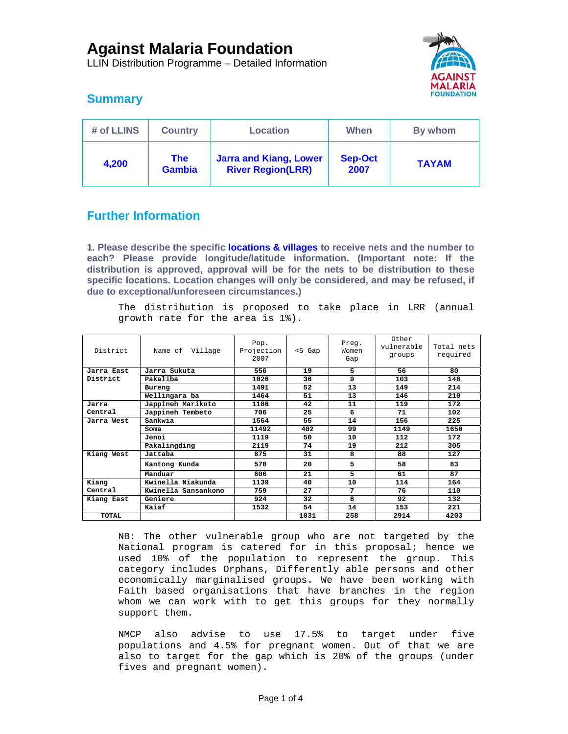# Against Malaria Foundation

LLIN Distribution Programme – Detailed Information

## Summary

| # of LLINS | Country | Location | When | By whom |
|---|---|---|---|---|
| **4,200** | **The Gambia** | **Jarra and Kiang, Lower River Region(LRR)** | **Sep-Oct 2007** | **TAYAM** |

## Further Information

**1. Please describe the specific locations & villages to receive nets and the number to each? Please provide longitude/latitude information. (Important note: If the distribution is approved, approval will be for the nets to be distribution to these specific locations. Location changes will only be considered, and may be refused, if due to exceptional/unforeseen circumstances.)**

The distribution is proposed to take place in LRR (annual growth rate for the area is 1%).

| District | Name of Village | Pop. Projection 2007 | <5 Gap | Preg. Women Gap | Other vulnerable groups | Total nets required |
|---|---|---|---|---|---|---|
| **Jarra East District** | **Jarra Sukuta** | **556** | **19** | **5** | **56** | **80** |
| | **Pakaliba** | **1026** | **36** | **9** | **103** | **148** |
| | **Bureng** | **1491** | **52** | **13** | **149** | **214** |
| | **Wellingara ba** | **1464** | **51** | **13** | **146** | **210** |
| **Jarra Central** | **Jappineh Marikoto** | **1186** | **42** | **11** | **119** | **172** |
| | **Jappineh Tembeto** | **706** | **25** | **6** | **71** | **102** |
| **Jarra West** | **Sankwia** | **1564** | **55** | **14** | **156** | **225** |
| | **Soma** | **11492** | **402** | **99** | **1149** | **1650** |
| | **Jenoi** | **1119** | **50** | **10** | **112** | **172** |
| | **Pakalingding** | **2119** | **74** | **19** | **212** | **305** |
| **Kiang West** | **Jattaba** | **875** | **31** | **8** | **88** | **127** |
| | **Kantong Kunda** | **578** | **20** | **5** | **58** | **83** |
| | **Manduar** | **606** | **21** | **5** | **61** | **87** |
| **Kiang Central** | **Kwinella Niakunda** | **1139** | **40** | **10** | **114** | **164** |
| | **Kwinella Sansankono** | **759** | **27** | **7** | **76** | **110** |
| **Kiang East** | **Geniere** | **924** | **32** | **8** | **92** | **132** |
| | **Kaiaf** | **1532** | **54** | **14** | **153** | **221** |
| **TOTAL** | | | **1031** | **258** | **2914** | **4203** |

NB: The other vulnerable group who are not targeted by the National program is catered for in this proposal; hence we used 10% of the population to represent the group. This category includes Orphans, Differently able persons and other economically marginalised groups. We have been working with Faith based organisations that have branches in the region whom we can work with to get this groups for they normally support them.

NMCP also advise to use 17.5% to target under five populations and 4.5% for pregnant women. Out of that we are also to target for the gap which is 20% of the groups (under fives and pregnant women).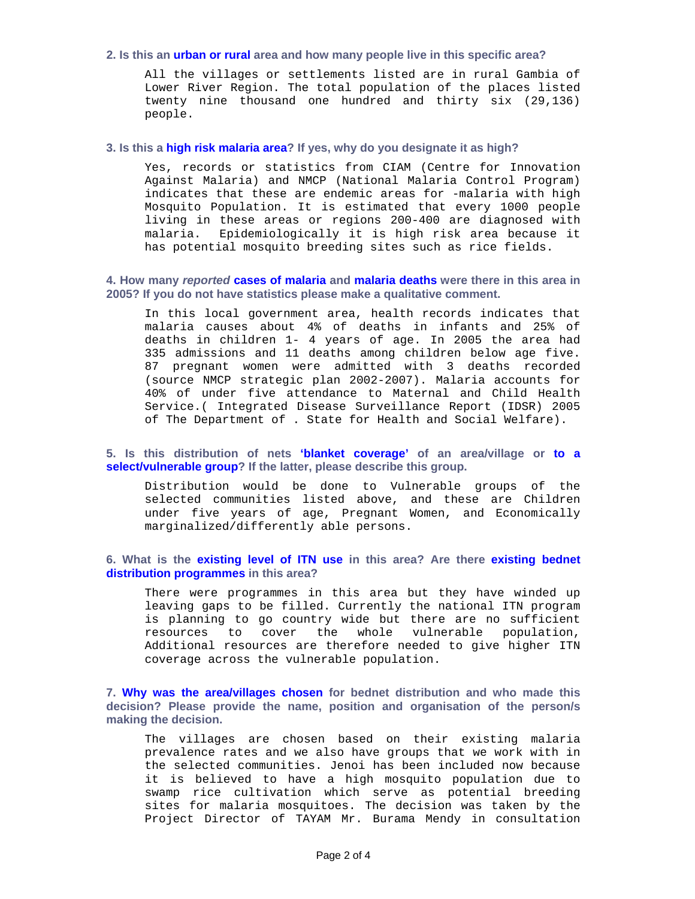**2. Is this an urban or rural area and how many people live in this specific area?**

All the villages or settlements listed are in rural Gambia of Lower River Region. The total population of the places listed twenty nine thousand one hundred and thirty six (29,136) people.

**3. Is this a high risk malaria area? If yes, why do you designate it as high?**

Yes, records or statistics from CIAM (Centre for Innovation Against Malaria) and NMCP (National Malaria Control Program) indicates that these are endemic areas for -malaria with high Mosquito Population. It is estimated that every 1000 people living in these areas or regions 200-400 are diagnosed with malaria. Epidemiologically it is high risk area because it has potential mosquito breeding sites such as rice fields.

**4. How many *reported* cases of malaria and malaria deaths were there in this area in 2005? If you do not have statistics please make a qualitative comment.**

In this local government area, health records indicates that malaria causes about 4% of deaths in infants and 25% of deaths in children 1- 4 years of age. In 2005 the area had 335 admissions and 11 deaths among children below age five. 87 pregnant women were admitted with 3 deaths recorded (source NMCP strategic plan 2002-2007). Malaria accounts for 40% of under five attendance to Maternal and Child Health Service.( Integrated Disease Surveillance Report (IDSR) 2005 of The Department of . State for Health and Social Welfare).

**5. Is this distribution of nets 'blanket coverage' of an area/village or to a select/vulnerable group? If the latter, please describe this group.**

Distribution would be done to Vulnerable groups of the selected communities listed above, and these are Children under five years of age, Pregnant Women, and Economically marginalized/differently able persons.

**6. What is the existing level of ITN use in this area? Are there existing bednet distribution programmes in this area?**

There were programmes in this area but they have winded up leaving gaps to be filled. Currently the national ITN program is planning to go country wide but there are no sufficient resources to cover the whole vulnerable population, Additional resources are therefore needed to give higher ITN coverage across the vulnerable population.

**7. Why was the area/villages chosen for bednet distribution and who made this decision? Please provide the name, position and organisation of the person/s making the decision.**

The villages are chosen based on their existing malaria prevalence rates and we also have groups that we work with in the selected communities. Jenoi has been included now because it is believed to have a high mosquito population due to swamp rice cultivation which serve as potential breeding sites for malaria mosquitoes. The decision was taken by the Project Director of TAYAM Mr. Burama Mendy in consultation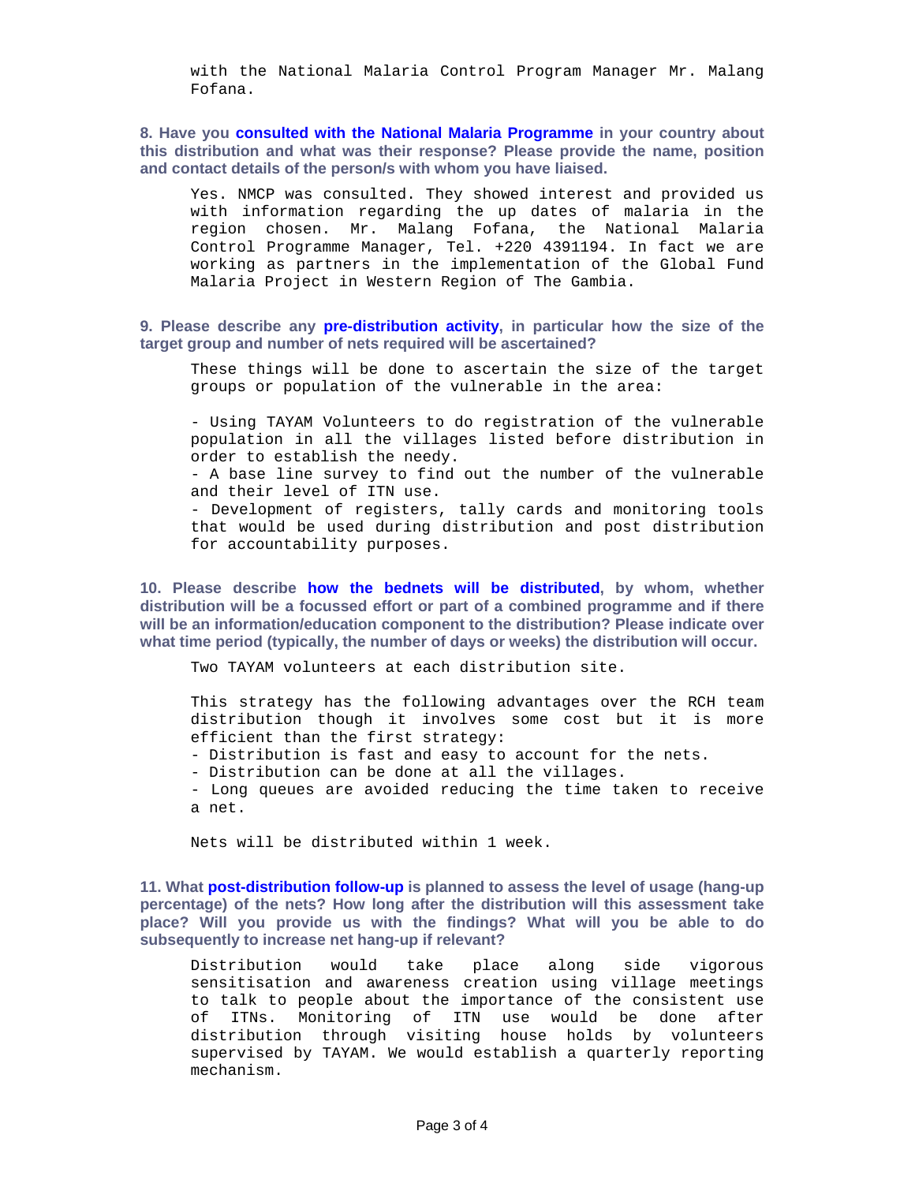with the National Malaria Control Program Manager Mr. Malang Fofana.

**8. Have you consulted with the National Malaria Programme in your country about this distribution and what was their response? Please provide the name, position and contact details of the person/s with whom you have liaised.**

Yes. NMCP was consulted. They showed interest and provided us with information regarding the up dates of malaria in the region chosen. Mr. Malang Fofana, the National Malaria Control Programme Manager, Tel. +220 4391194. In fact we are working as partners in the implementation of the Global Fund Malaria Project in Western Region of The Gambia.

**9. Please describe any pre-distribution activity, in particular how the size of the target group and number of nets required will be ascertained?**

These things will be done to ascertain the size of the target groups or population of the vulnerable in the area:

- Using TAYAM Volunteers to do registration of the vulnerable population in all the villages listed before distribution in order to establish the needy.
- A base line survey to find out the number of the vulnerable and their level of ITN use.
- Development of registers, tally cards and monitoring tools that would be used during distribution and post distribution for accountability purposes.

**10. Please describe how the bednets will be distributed, by whom, whether distribution will be a focussed effort or part of a combined programme and if there will be an information/education component to the distribution? Please indicate over what time period (typically, the number of days or weeks) the distribution will occur.**

Two TAYAM volunteers at each distribution site.

This strategy has the following advantages over the RCH team distribution though it involves some cost but it is more efficient than the first strategy:

- Distribution is fast and easy to account for the nets.
- Distribution can be done at all the villages.
- Long queues are avoided reducing the time taken to receive a net.

Nets will be distributed within 1 week.

**11. What post-distribution follow-up is planned to assess the level of usage (hang-up percentage) of the nets? How long after the distribution will this assessment take place? Will you provide us with the findings? What will you be able to do subsequently to increase net hang-up if relevant?**

Distribution would take place along side vigorous sensitisation and awareness creation using village meetings to talk to people about the importance of the consistent use of ITNs. Monitoring of ITN use would be done after distribution through visiting house holds by volunteers supervised by TAYAM. We would establish a quarterly reporting mechanism.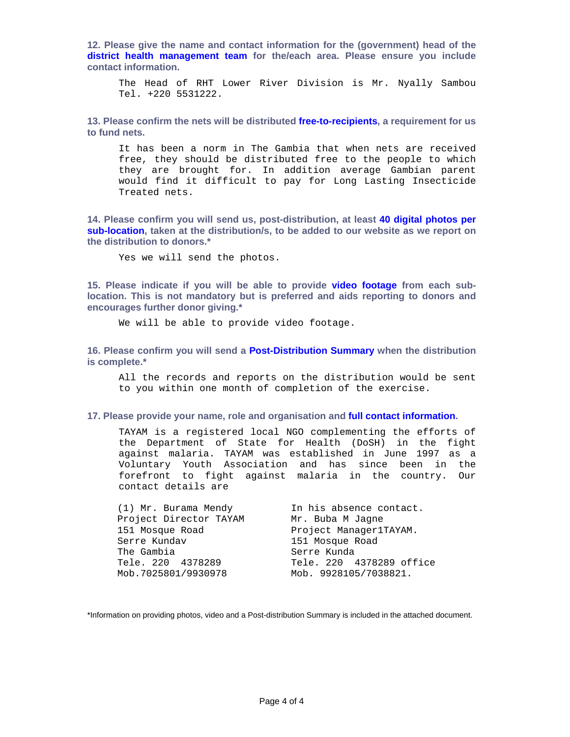**12. Please give the name and contact information for the (government) head of the district health management team for the/each area. Please ensure you include contact information.**

The Head of RHT Lower River Division is Mr. Nyally Sambou Tel. +220 5531222.

**13. Please confirm the nets will be distributed free-to-recipients, a requirement for us to fund nets.**

It has been a norm in The Gambia that when nets are received free, they should be distributed free to the people to which they are brought for. In addition average Gambian parent would find it difficult to pay for Long Lasting Insecticide Treated nets.

**14. Please confirm you will send us, post-distribution, at least 40 digital photos per sub-location, taken at the distribution/s, to be added to our website as we report on the distribution to donors.***

Yes we will send the photos.

**15. Please indicate if you will be able to provide video footage from each sub-location. This is not mandatory but is preferred and aids reporting to donors and encourages further donor giving.***

We will be able to provide video footage.

**16. Please confirm you will send a Post-Distribution Summary when the distribution is complete.***

All the records and reports on the distribution would be sent to you within one month of completion of the exercise.

**17. Please provide your name, role and organisation and full contact information.**

TAYAM is a registered local NGO complementing the efforts of the Department of State for Health (DoSH) in the fight against malaria. TAYAM was established in June 1997 as a Voluntary Youth Association and has since been in the forefront to fight against malaria in the country. Our contact details are

(1) Mr. Burama Mendy
Project Director TAYAM
151 Mosque Road
Serre Kundav
The Gambia
Tele. 220 4378289
Mob.7025801/9930978

In his absence contact.
Mr. Buba M Jagne
Project Manager1TAYAM.
151 Mosque Road
Serre Kunda
Tele. 220 4378289 office
Mob. 9928105/7038821.

*Information on providing photos, video and a Post-distribution Summary is included in the attached document.